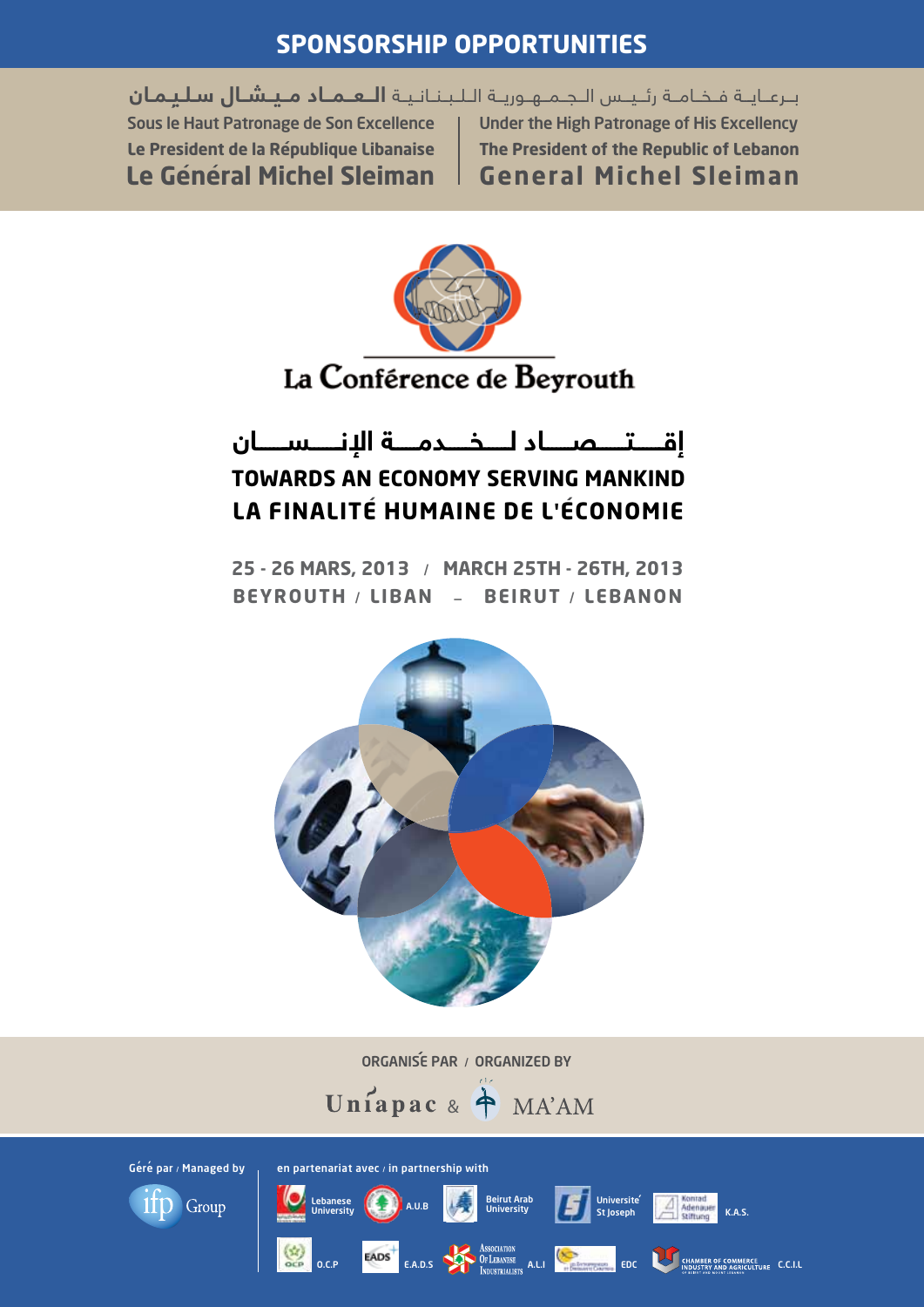# SPONSORSHIP OPPORTUNITIES

برعاية فخامة رئيس الجمهورية اللبنانية **العماد ميشال سليمان**

Sous le Haut Patronage de Son Excellence
Le President de la République Libanaise
**Le Général Michel Sleiman**

Under the High Patronage of His Excellency
The President of the Republic of Lebanon
**General Michel Sleiman**

La Conférence de Beyrouth

## إقتصاد لخدمة الإنسان
## TOWARDS AN ECONOMY SERVING MANKIND
## LA FINALITÉ HUMAINE DE L'ÉCONOMIE

**25 - 26 MARS, 2013 / MARCH 25TH - 26TH, 2013**
**BEYROUTH / LIBAN – BEIRUT / LEBANON**

ORGANISÉ PAR / ORGANIZED BY

Uniapac & MA'AM

Géré par / Managed by

ifp Group

en partenariat avec / in partnership with

Lebanese University, A.U.B, Beirut Arab University, Université St Joseph, K.A.S., O.C.P, E.A.D.S, A.L.I, EDC, C.C.I.L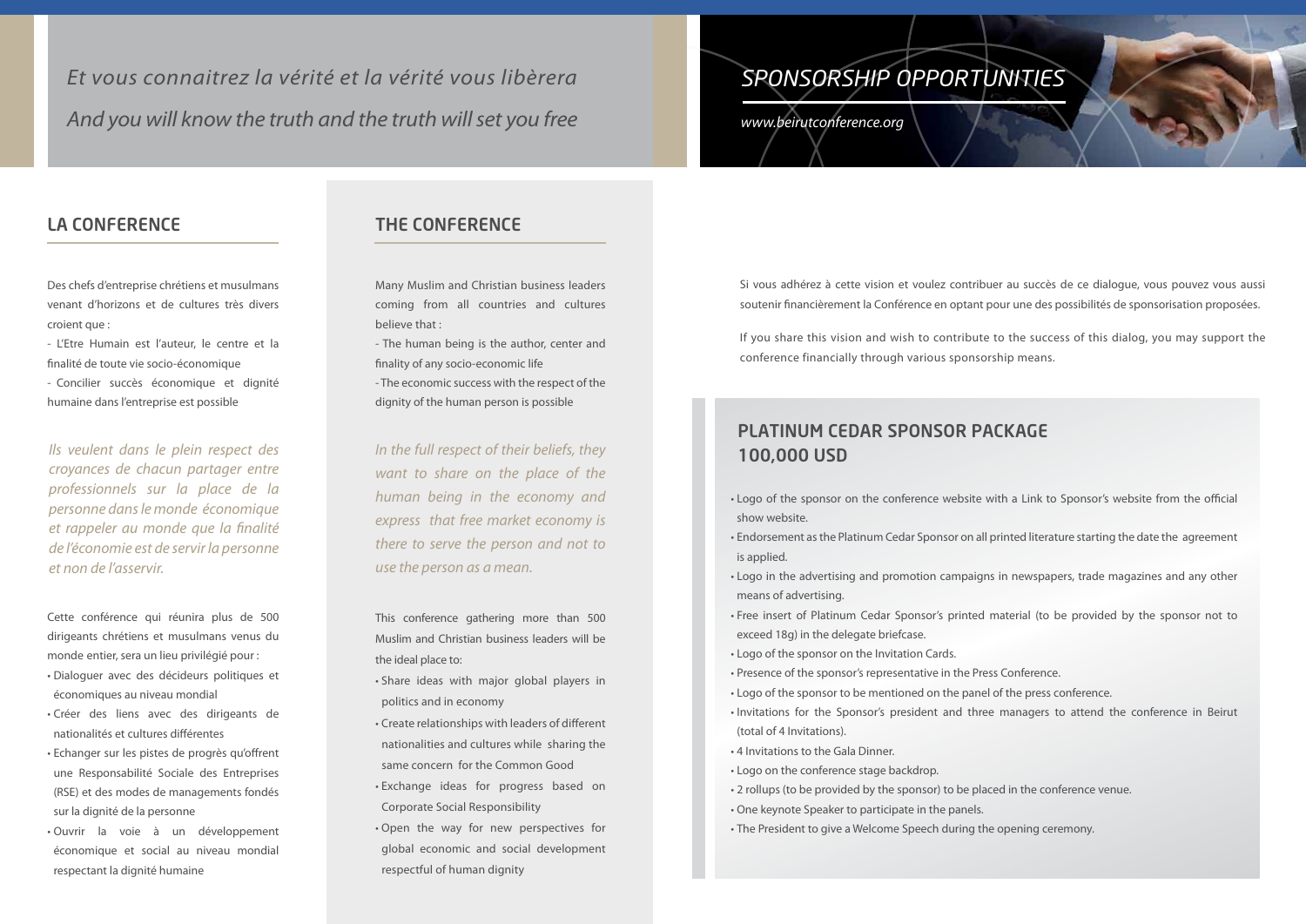*Et vous connaitrez la vérité et la vérité vous libèrera*

*And you will know the truth and the truth will set you free*

## SPONSORSHIP OPPORTUNITIES

*www.beirutconference.org*

## LA CONFERENCE

Des chefs d'entreprise chrétiens et musulmans venant d'horizons et de cultures très divers croient que :

- L'Etre Humain est l'auteur, le centre et la finalité de toute vie socio-économique
- Concilier succès économique et dignité humaine dans l'entreprise est possible

*Ils veulent dans le plein respect des croyances de chacun partager entre professionnels sur la place de la personne dans le monde économique et rappeler au monde que la finalité de l'économie est de servir la personne et non de l'asservir.*

Cette conférence qui réunira plus de 500 dirigeants chrétiens et musulmans venus du monde entier, sera un lieu privilégié pour :

- Dialoguer avec des décideurs politiques et économiques au niveau mondial
- Créer des liens avec des dirigeants de nationalités et cultures différentes
- Echanger sur les pistes de progrès qu'offrent une Responsabilité Sociale des Entreprises (RSE) et des modes de managements fondés sur la dignité de la personne
- Ouvrir la voie à un développement économique et social au niveau mondial respectant la dignité humaine

## THE CONFERENCE

Many Muslim and Christian business leaders coming from all countries and cultures believe that :

- The human being is the author, center and finality of any socio-economic life
- The economic success with the respect of the dignity of the human person is possible

*In the full respect of their beliefs, they want to share on the place of the human being in the economy and express that free market economy is there to serve the person and not to use the person as a mean.*

This conference gathering more than 500 Muslim and Christian business leaders will be the ideal place to:

- Share ideas with major global players in politics and in economy
- Create relationships with leaders of different nationalities and cultures while sharing the same concern for the Common Good
- Exchange ideas for progress based on Corporate Social Responsibility
- Open the way for new perspectives for global economic and social development respectful of human dignity

Si vous adhérez à cette vision et voulez contribuer au succès de ce dialogue, vous pouvez vous aussi soutenir financièrement la Conférence en optant pour une des possibilités de sponsorisation proposées.

If you share this vision and wish to contribute to the success of this dialog, you may support the conference financially through various sponsorship means.

## PLATINUM CEDAR SPONSOR PACKAGE 100,000 USD

- Logo of the sponsor on the conference website with a Link to Sponsor's website from the official show website.
- Endorsement as the Platinum Cedar Sponsor on all printed literature starting the date the agreement is applied.
- Logo in the advertising and promotion campaigns in newspapers, trade magazines and any other means of advertising.
- Free insert of Platinum Cedar Sponsor's printed material (to be provided by the sponsor not to exceed 18g) in the delegate briefcase.
- Logo of the sponsor on the Invitation Cards.
- Presence of the sponsor's representative in the Press Conference.
- Logo of the sponsor to be mentioned on the panel of the press conference.
- Invitations for the Sponsor's president and three managers to attend the conference in Beirut (total of 4 Invitations).
- 4 Invitations to the Gala Dinner.
- Logo on the conference stage backdrop.
- 2 rollups (to be provided by the sponsor) to be placed in the conference venue.
- One keynote Speaker to participate in the panels.
- The President to give a Welcome Speech during the opening ceremony.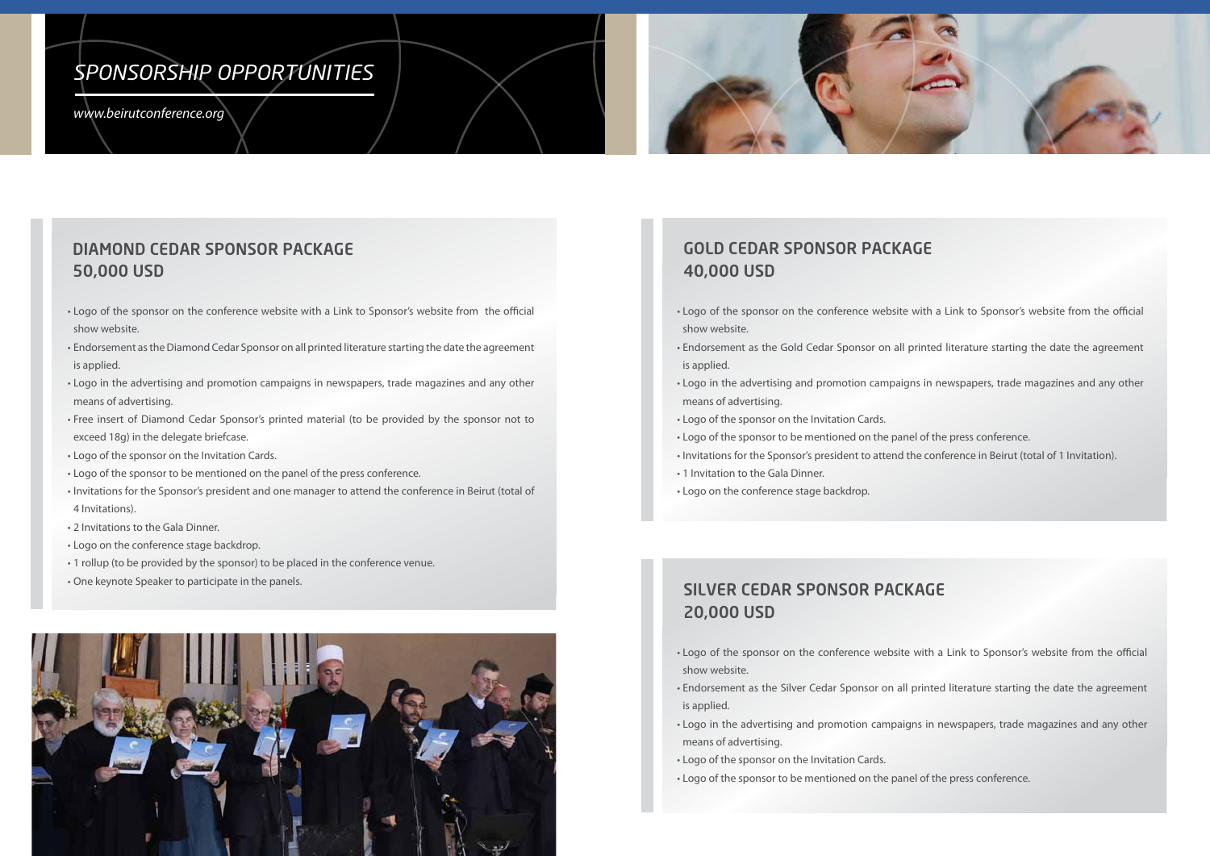# SPONSORSHIP OPPORTUNITIES

*www.beirutconference.org*

## DIAMOND CEDAR SPONSOR PACKAGE 50,000 USD

- Logo of the sponsor on the conference website with a Link to Sponsor's website from the official show website.
- Endorsement as the Diamond Cedar Sponsor on all printed literature starting the date the agreement is applied.
- Logo in the advertising and promotion campaigns in newspapers, trade magazines and any other means of advertising.
- Free insert of Diamond Cedar Sponsor's printed material (to be provided by the sponsor not to exceed 18g) in the delegate briefcase.
- Logo of the sponsor on the Invitation Cards.
- Logo of the sponsor to be mentioned on the panel of the press conference.
- Invitations for the Sponsor's president and one manager to attend the conference in Beirut (total of 4 Invitations).
- 2 Invitations to the Gala Dinner.
- Logo on the conference stage backdrop.
- 1 rollup (to be provided by the sponsor) to be placed in the conference venue.
- One keynote Speaker to participate in the panels.

## GOLD CEDAR SPONSOR PACKAGE 40,000 USD

- Logo of the sponsor on the conference website with a Link to Sponsor's website from the official show website.
- Endorsement as the Gold Cedar Sponsor on all printed literature starting the date the agreement is applied.
- Logo in the advertising and promotion campaigns in newspapers, trade magazines and any other means of advertising.
- Logo of the sponsor on the Invitation Cards.
- Logo of the sponsor to be mentioned on the panel of the press conference.
- Invitations for the Sponsor's president to attend the conference in Beirut (total of 1 Invitation).
- 1 Invitation to the Gala Dinner.
- Logo on the conference stage backdrop.

## SILVER CEDAR SPONSOR PACKAGE 20,000 USD

- Logo of the sponsor on the conference website with a Link to Sponsor's website from the official show website.
- Endorsement as the Silver Cedar Sponsor on all printed literature starting the date the agreement is applied.
- Logo in the advertising and promotion campaigns in newspapers, trade magazines and any other means of advertising.
- Logo of the sponsor on the Invitation Cards.
- Logo of the sponsor to be mentioned on the panel of the press conference.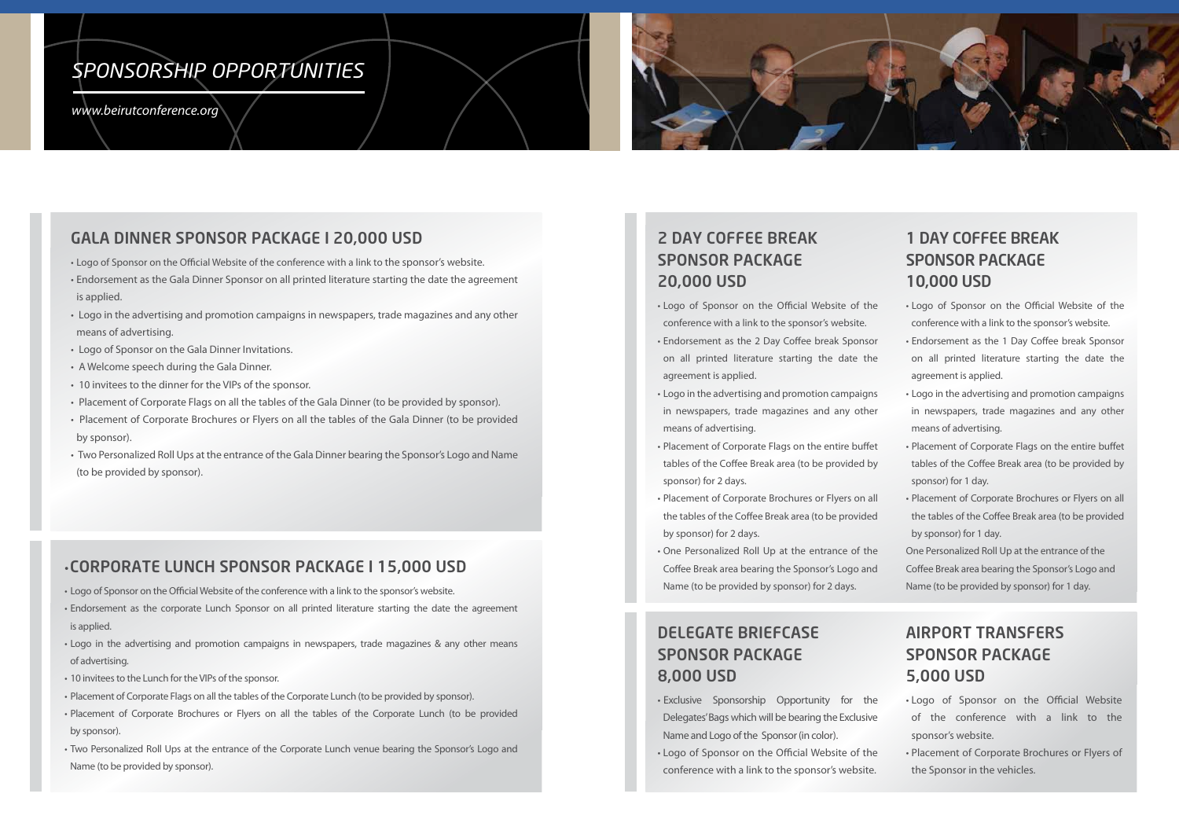# SPONSORSHIP OPPORTUNITIES

*www.beirutconference.org*

## GALA DINNER SPONSOR PACKAGE I 20,000 USD

- Logo of Sponsor on the Official Website of the conference with a link to the sponsor's website.
- Endorsement as the Gala Dinner Sponsor on all printed literature starting the date the agreement is applied.
- Logo in the advertising and promotion campaigns in newspapers, trade magazines and any other means of advertising.
- Logo of Sponsor on the Gala Dinner Invitations.
- A Welcome speech during the Gala Dinner.
- 10 invitees to the dinner for the VIPs of the sponsor.
- Placement of Corporate Flags on all the tables of the Gala Dinner (to be provided by sponsor).
- Placement of Corporate Brochures or Flyers on all the tables of the Gala Dinner (to be provided by sponsor).
- Two Personalized Roll Ups at the entrance of the Gala Dinner bearing the Sponsor's Logo and Name (to be provided by sponsor).

## •CORPORATE LUNCH SPONSOR PACKAGE I 15,000 USD

- Logo of Sponsor on the Official Website of the conference with a link to the sponsor's website.
- Endorsement as the corporate Lunch Sponsor on all printed literature starting the date the agreement is applied.
- Logo in the advertising and promotion campaigns in newspapers, trade magazines & any other means of advertising.
- 10 invitees to the Lunch for the VIPs of the sponsor.
- Placement of Corporate Flags on all the tables of the Corporate Lunch (to be provided by sponsor).
- Placement of Corporate Brochures or Flyers on all the tables of the Corporate Lunch (to be provided by sponsor).
- Two Personalized Roll Ups at the entrance of the Corporate Lunch venue bearing the Sponsor's Logo and Name (to be provided by sponsor).

## 2 DAY COFFEE BREAK SPONSOR PACKAGE 20,000 USD

- Logo of Sponsor on the Official Website of the conference with a link to the sponsor's website.
- Endorsement as the 2 Day Coffee break Sponsor on all printed literature starting the date the agreement is applied.
- Logo in the advertising and promotion campaigns in newspapers, trade magazines and any other means of advertising.
- Placement of Corporate Flags on the entire buffet tables of the Coffee Break area (to be provided by sponsor) for 2 days.
- Placement of Corporate Brochures or Flyers on all the tables of the Coffee Break area (to be provided by sponsor) for 2 days.
- One Personalized Roll Up at the entrance of the Coffee Break area bearing the Sponsor's Logo and Name (to be provided by sponsor) for 2 days.

## 1 DAY COFFEE BREAK SPONSOR PACKAGE 10,000 USD

- Logo of Sponsor on the Official Website of the conference with a link to the sponsor's website.
- Endorsement as the 1 Day Coffee break Sponsor on all printed literature starting the date the agreement is applied.
- Logo in the advertising and promotion campaigns in newspapers, trade magazines and any other means of advertising.
- Placement of Corporate Flags on the entire buffet tables of the Coffee Break area (to be provided by sponsor) for 1 day.
- Placement of Corporate Brochures or Flyers on all the tables of the Coffee Break area (to be provided by sponsor) for 1 day.

One Personalized Roll Up at the entrance of the Coffee Break area bearing the Sponsor's Logo and Name (to be provided by sponsor) for 1 day.

## DELEGATE BRIEFCASE SPONSOR PACKAGE 8,000 USD

- Exclusive Sponsorship Opportunity for the Delegates' Bags which will be bearing the Exclusive Name and Logo of the Sponsor (in color).
- Logo of Sponsor on the Official Website of the conference with a link to the sponsor's website.

## AIRPORT TRANSFERS SPONSOR PACKAGE 5,000 USD

- Logo of Sponsor on the Official Website of the conference with a link to the sponsor's website.
- Placement of Corporate Brochures or Flyers of the Sponsor in the vehicles.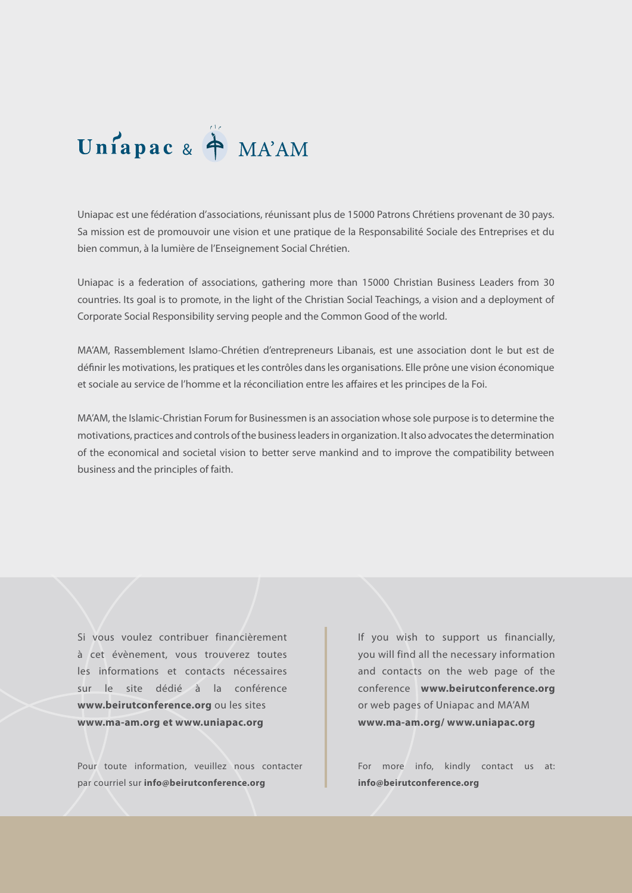Uniapac & MA'AM

Uniapac est une fédération d'associations, réunissant plus de 15000 Patrons Chrétiens provenant de 30 pays. Sa mission est de promouvoir une vision et une pratique de la Responsabilité Sociale des Entreprises et du bien commun, à la lumière de l'Enseignement Social Chrétien.

Uniapac is a federation of associations, gathering more than 15000 Christian Business Leaders from 30 countries. Its goal is to promote, in the light of the Christian Social Teachings, a vision and a deployment of Corporate Social Responsibility serving people and the Common Good of the world.

MA'AM, Rassemblement Islamo-Chrétien d'entrepreneurs Libanais, est une association dont le but est de définir les motivations, les pratiques et les contrôles dans les organisations. Elle prône une vision économique et sociale au service de l'homme et la réconciliation entre les affaires et les principes de la Foi.

MA'AM, the Islamic-Christian Forum for Businessmen is an association whose sole purpose is to determine the motivations, practices and controls of the business leaders in organization. It also advocates the determination of the economical and societal vision to better serve mankind and to improve the compatibility between business and the principles of faith.

Si vous voulez contribuer financièrement à cet évènement, vous trouverez toutes les informations et contacts nécessaires sur le site dédié à la conférence **www.beirutconference.org** ou les sites **www.ma-am.org et www.uniapac.org**

Pour toute information, veuillez nous contacter par courriel sur **info@beirutconference.org**

If you wish to support us financially, you will find all the necessary information and contacts on the web page of the conference **www.beirutconference.org** or web pages of Uniapac and MA'AM **www.ma-am.org/ www.uniapac.org**

For more info, kindly contact us at: **info@beirutconference.org**